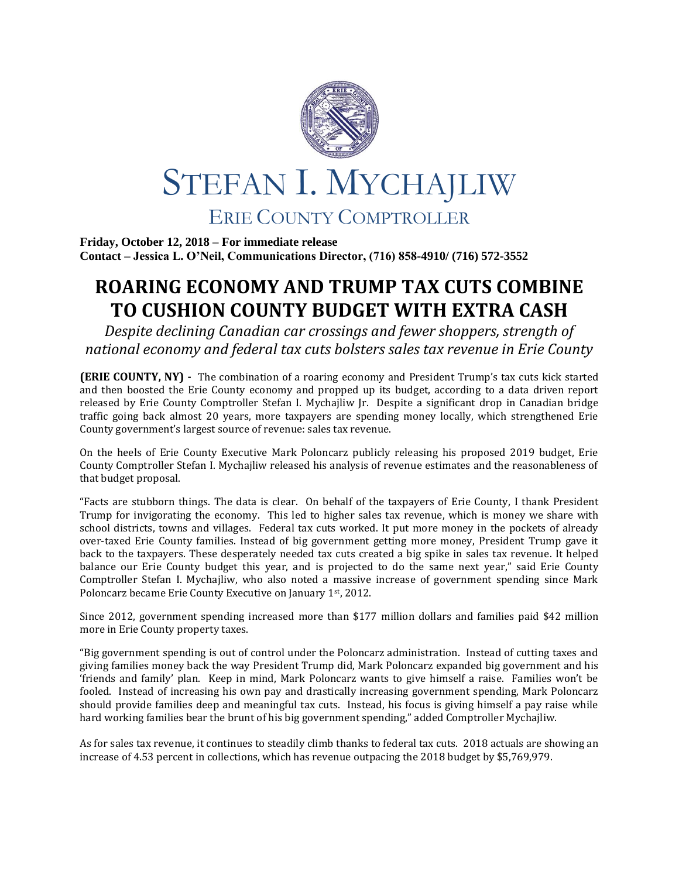# STEFAN I. MYCHAJLIW

## ERIE COUNTY COMPTROLLER

**Friday, October 12, 2018 – For immediate release**
**Contact – Jessica L. O'Neil, Communications Director, (716) 858-4910/ (716) 572-3552**

# ROARING ECONOMY AND TRUMP TAX CUTS COMBINE TO CUSHION COUNTY BUDGET WITH EXTRA CASH

*Despite declining Canadian car crossings and fewer shoppers, strength of national economy and federal tax cuts bolsters sales tax revenue in Erie County*

**(ERIE COUNTY, NY) -** The combination of a roaring economy and President Trump's tax cuts kick started and then boosted the Erie County economy and propped up its budget, according to a data driven report released by Erie County Comptroller Stefan I. Mychajliw Jr. Despite a significant drop in Canadian bridge traffic going back almost 20 years, more taxpayers are spending money locally, which strengthened Erie County government's largest source of revenue: sales tax revenue.

On the heels of Erie County Executive Mark Poloncarz publicly releasing his proposed 2019 budget, Erie County Comptroller Stefan I. Mychajliw released his analysis of revenue estimates and the reasonableness of that budget proposal.

"Facts are stubborn things. The data is clear. On behalf of the taxpayers of Erie County, I thank President Trump for invigorating the economy. This led to higher sales tax revenue, which is money we share with school districts, towns and villages. Federal tax cuts worked. It put more money in the pockets of already over-taxed Erie County families. Instead of big government getting more money, President Trump gave it back to the taxpayers. These desperately needed tax cuts created a big spike in sales tax revenue. It helped balance our Erie County budget this year, and is projected to do the same next year," said Erie County Comptroller Stefan I. Mychajliw, who also noted a massive increase of government spending since Mark Poloncarz became Erie County Executive on January 1st, 2012.

Since 2012, government spending increased more than $177 million dollars and families paid $42 million more in Erie County property taxes.

"Big government spending is out of control under the Poloncarz administration. Instead of cutting taxes and giving families money back the way President Trump did, Mark Poloncarz expanded big government and his 'friends and family' plan. Keep in mind, Mark Poloncarz wants to give himself a raise. Families won't be fooled. Instead of increasing his own pay and drastically increasing government spending, Mark Poloncarz should provide families deep and meaningful tax cuts. Instead, his focus is giving himself a pay raise while hard working families bear the brunt of his big government spending," added Comptroller Mychajliw.

As for sales tax revenue, it continues to steadily climb thanks to federal tax cuts. 2018 actuals are showing an increase of 4.53 percent in collections, which has revenue outpacing the 2018 budget by $5,769,979.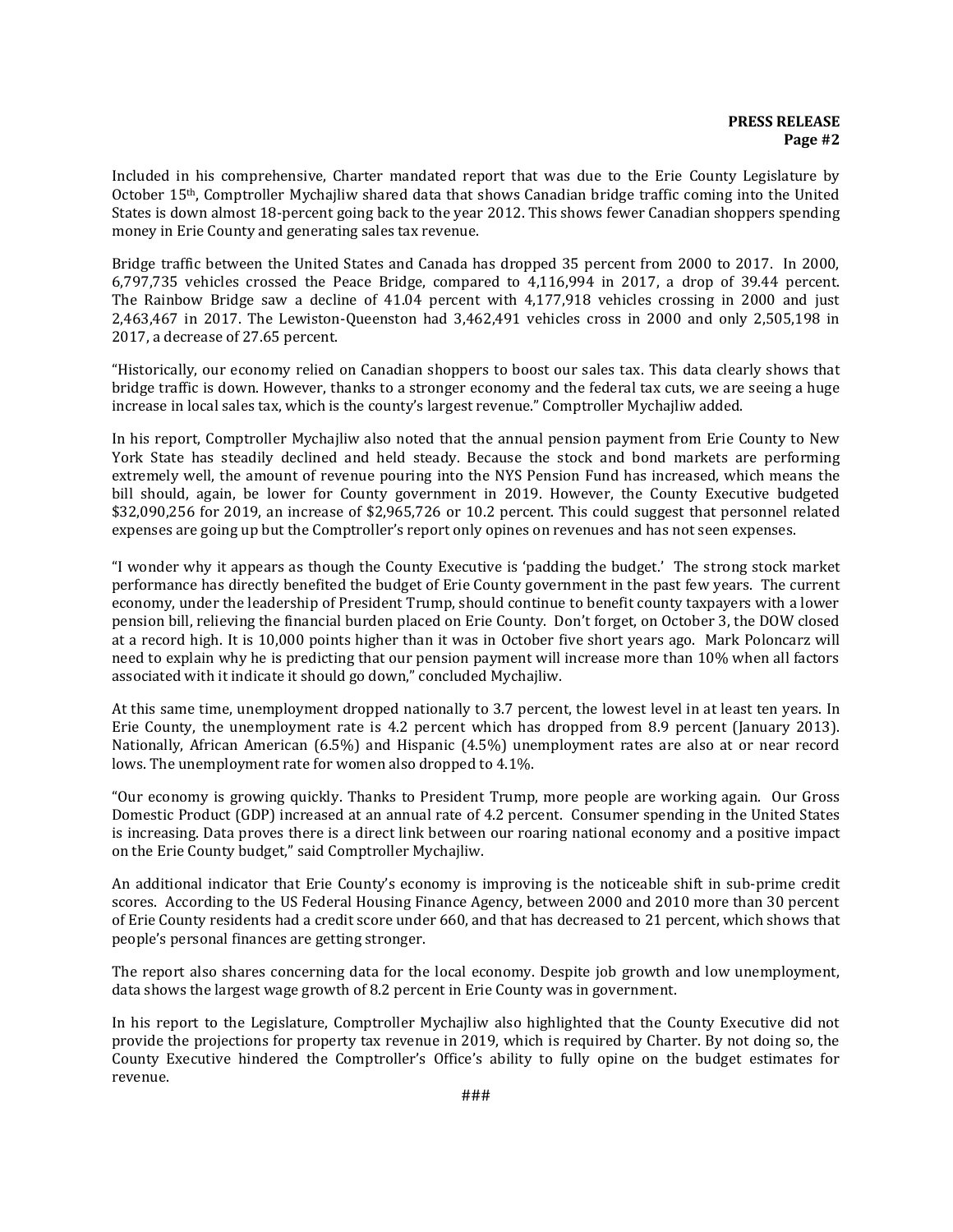Included in his comprehensive, Charter mandated report that was due to the Erie County Legislature by October 15th, Comptroller Mychajliw shared data that shows Canadian bridge traffic coming into the United States is down almost 18-percent going back to the year 2012. This shows fewer Canadian shoppers spending money in Erie County and generating sales tax revenue.

Bridge traffic between the United States and Canada has dropped 35 percent from 2000 to 2017. In 2000, 6,797,735 vehicles crossed the Peace Bridge, compared to 4,116,994 in 2017, a drop of 39.44 percent. The Rainbow Bridge saw a decline of 41.04 percent with 4,177,918 vehicles crossing in 2000 and just 2,463,467 in 2017. The Lewiston-Queenston had 3,462,491 vehicles cross in 2000 and only 2,505,198 in 2017, a decrease of 27.65 percent.

"Historically, our economy relied on Canadian shoppers to boost our sales tax. This data clearly shows that bridge traffic is down. However, thanks to a stronger economy and the federal tax cuts, we are seeing a huge increase in local sales tax, which is the county's largest revenue." Comptroller Mychajliw added.

In his report, Comptroller Mychajliw also noted that the annual pension payment from Erie County to New York State has steadily declined and held steady. Because the stock and bond markets are performing extremely well, the amount of revenue pouring into the NYS Pension Fund has increased, which means the bill should, again, be lower for County government in 2019. However, the County Executive budgeted $32,090,256 for 2019, an increase of $2,965,726 or 10.2 percent. This could suggest that personnel related expenses are going up but the Comptroller's report only opines on revenues and has not seen expenses.

"I wonder why it appears as though the County Executive is 'padding the budget.' The strong stock market performance has directly benefited the budget of Erie County government in the past few years. The current economy, under the leadership of President Trump, should continue to benefit county taxpayers with a lower pension bill, relieving the financial burden placed on Erie County. Don't forget, on October 3, the DOW closed at a record high. It is 10,000 points higher than it was in October five short years ago. Mark Poloncarz will need to explain why he is predicting that our pension payment will increase more than 10% when all factors associated with it indicate it should go down," concluded Mychajliw.

At this same time, unemployment dropped nationally to 3.7 percent, the lowest level in at least ten years. In Erie County, the unemployment rate is 4.2 percent which has dropped from 8.9 percent (January 2013). Nationally, African American (6.5%) and Hispanic (4.5%) unemployment rates are also at or near record lows. The unemployment rate for women also dropped to 4.1%.

"Our economy is growing quickly. Thanks to President Trump, more people are working again. Our Gross Domestic Product (GDP) increased at an annual rate of 4.2 percent. Consumer spending in the United States is increasing. Data proves there is a direct link between our roaring national economy and a positive impact on the Erie County budget," said Comptroller Mychajliw.

An additional indicator that Erie County's economy is improving is the noticeable shift in sub-prime credit scores. According to the US Federal Housing Finance Agency, between 2000 and 2010 more than 30 percent of Erie County residents had a credit score under 660, and that has decreased to 21 percent, which shows that people's personal finances are getting stronger.

The report also shares concerning data for the local economy. Despite job growth and low unemployment, data shows the largest wage growth of 8.2 percent in Erie County was in government.

In his report to the Legislature, Comptroller Mychajliw also highlighted that the County Executive did not provide the projections for property tax revenue in 2019, which is required by Charter. By not doing so, the County Executive hindered the Comptroller's Office's ability to fully opine on the budget estimates for revenue.

###